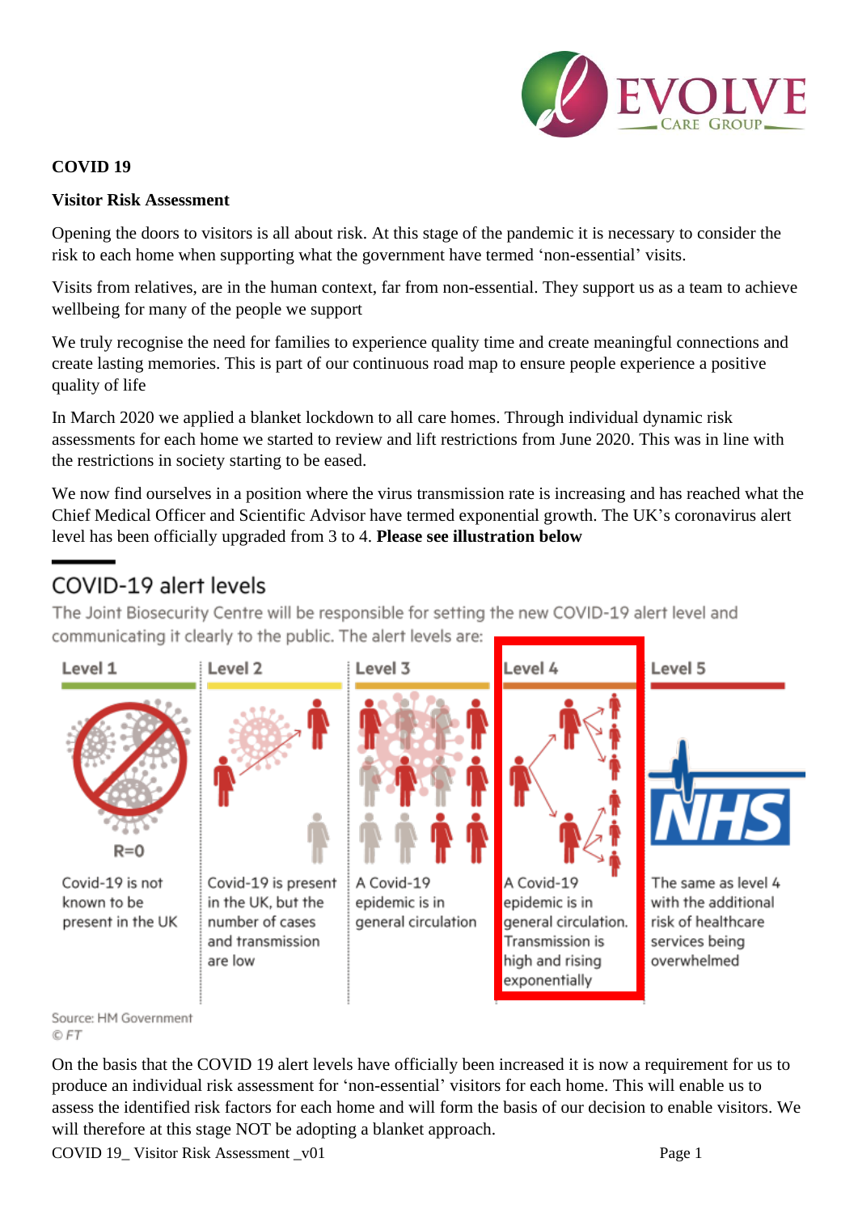**COVID 19**

**Visitor Risk Assessment**

Opening the doors to visitors is all about risk. At this stage of the pandemic it is necessary to consider the risk to each home when supporting what the government have termed 'non-essential' visits.

Visits from relatives, are in the human context, far from non-essential. They support us as a team to achieve wellbeing for many of the people we support

We truly recognise the need for families to experience quality time and create meaningful connections and create lasting memories. This is part of our continuous road map to ensure people experience a positive quality of life

In March 2020 we applied a blanket lockdown to all care homes. Through individual dynamic risk assessments for each home we started to review and lift restrictions from June 2020. This was in line with the restrictions in society starting to be eased.

We now find ourselves in a position where the virus transmission rate is increasing and has reached what the Chief Medical Officer and Scientific Advisor have termed exponential growth. The UK's coronavirus alert level has been officially upgraded from 3 to 4. **Please see illustration below**

## COVID-19 alert levels

The Joint Biosecurity Centre will be responsible for setting the new COVID-19 alert level and communicating it clearly to the public. The alert levels are:

| Level 1 | Level 2 | Level 3 | Level 4 | Level 5 |
|---|---|---|---|---|
| R=0<br>Covid-19 is not known to be present in the UK | Covid-19 is present in the UK, but the number of cases and transmission are low | A Covid-19 epidemic is in general circulation | A Covid-19 epidemic is in general circulation. Transmission is high and rising exponentially | NHS<br>The same as level 4 with the additional risk of healthcare services being overwhelmed |

Source: HM Government
© FT

On the basis that the COVID 19 alert levels have officially been increased it is now a requirement for us to produce an individual risk assessment for 'non-essential' visitors for each home. This will enable us to assess the identified risk factors for each home and will form the basis of our decision to enable visitors. We will therefore at this stage NOT be adopting a blanket approach.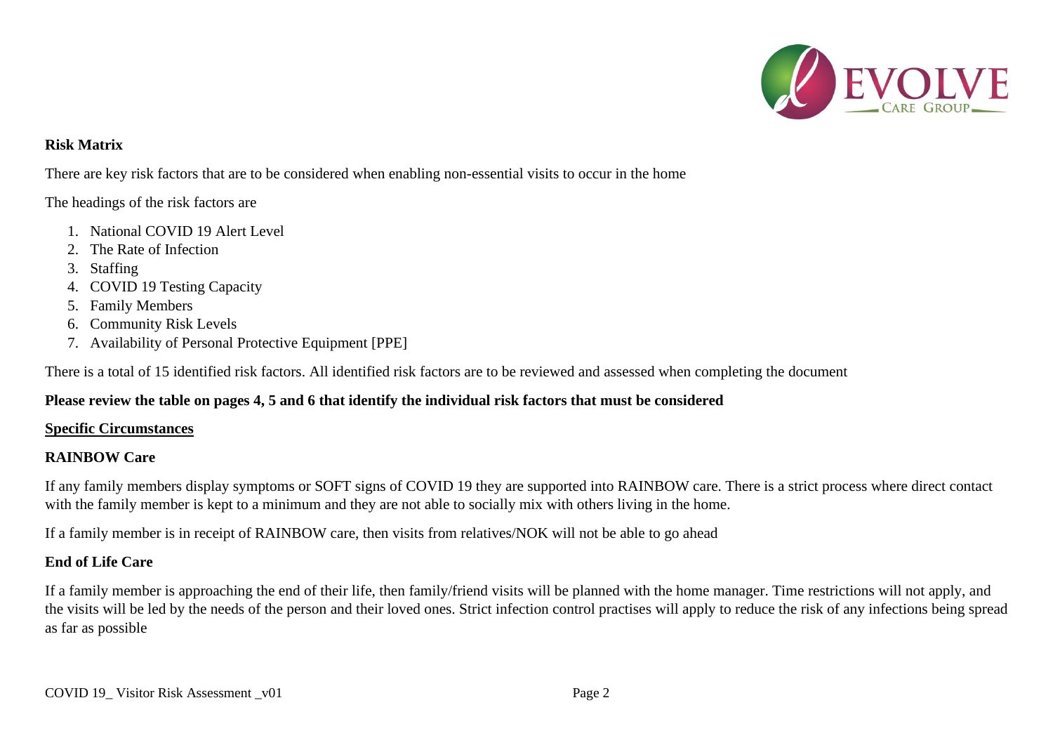**Risk Matrix**

There are key risk factors that are to be considered when enabling non-essential visits to occur in the home

The headings of the risk factors are

1. National COVID 19 Alert Level
2. The Rate of Infection
3. Staffing
4. COVID 19 Testing Capacity
5. Family Members
6. Community Risk Levels
7. Availability of Personal Protective Equipment [PPE]

There is a total of 15 identified risk factors. All identified risk factors are to be reviewed and assessed when completing the document

**Please review the table on pages 4, 5 and 6 that identify the individual risk factors that must be considered**

**<u>Specific Circumstances</u>**

**RAINBOW Care**

If any family members display symptoms or SOFT signs of COVID 19 they are supported into RAINBOW care. There is a strict process where direct contact with the family member is kept to a minimum and they are not able to socially mix with others living in the home.

If a family member is in receipt of RAINBOW care, then visits from relatives/NOK will not be able to go ahead

**End of Life Care**

If a family member is approaching the end of their life, then family/friend visits will be planned with the home manager. Time restrictions will not apply, and the visits will be led by the needs of the person and their loved ones. Strict infection control practises will apply to reduce the risk of any infections being spread as far as possible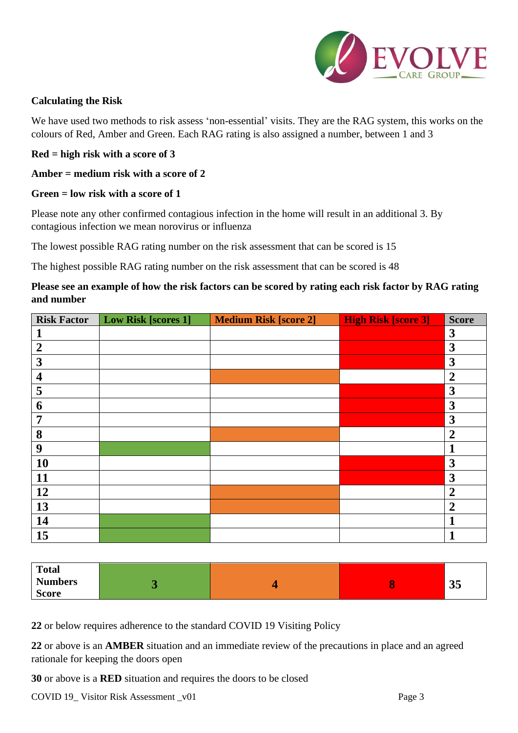**Calculating the Risk**

We have used two methods to risk assess 'non-essential' visits. They are the RAG system, this works on the colours of Red, Amber and Green. Each RAG rating is also assigned a number, between 1 and 3

**Red = high risk with a score of 3**

**Amber = medium risk with a score of 2**

**Green = low risk with a score of 1**

Please note any other confirmed contagious infection in the home will result in an additional 3. By contagious infection we mean norovirus or influenza

The lowest possible RAG rating number on the risk assessment that can be scored is 15

The highest possible RAG rating number on the risk assessment that can be scored is 48

**Please see an example of how the risk factors can be scored by rating each risk factor by RAG rating and number**

| Risk Factor | Low Risk [scores 1] | Medium Risk [score 2] | High Risk [score 3] | Score |
|---|---|---|---|---|
| 1 | | | ■ | 3 |
| 2 | | | ■ | 3 |
| 3 | | | ■ | 3 |
| 4 | | ■ | | 2 |
| 5 | | | ■ | 3 |
| 6 | | | ■ | 3 |
| 7 | | | ■ | 3 |
| 8 | | ■ | | 2 |
| 9 | ■ | | | 1 |
| 10 | | | ■ | 3 |
| 11 | | | ■ | 3 |
| 12 | | ■ | | 2 |
| 13 | | ■ | | 2 |
| 14 | ■ | | | 1 |
| 15 | ■ | | | 1 |

| Total Numbers Score | 3 | 4 | 8 | 35 |
|---|---|---|---|---|

**22** or below requires adherence to the standard COVID 19 Visiting Policy

**22** or above is an **AMBER** situation and an immediate review of the precautions in place and an agreed rationale for keeping the doors open

**30** or above is a **RED** situation and requires the doors to be closed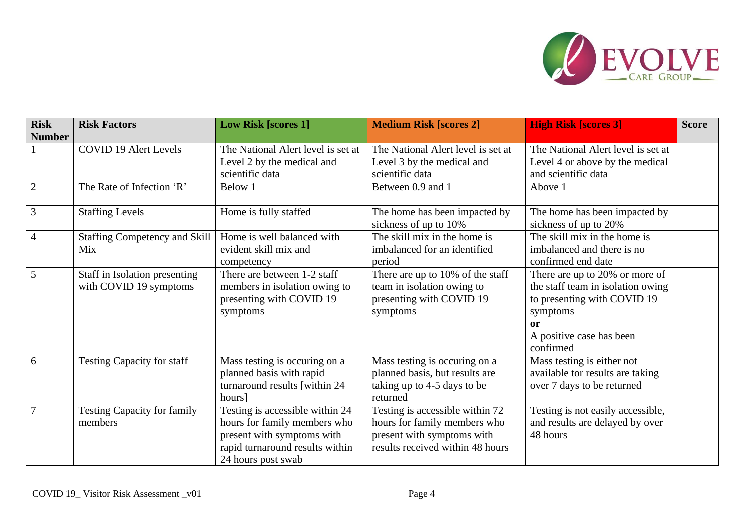| Risk Number | Risk Factors | Low Risk [scores 1] | Medium Risk [scores 2] | High Risk [scores 3] | Score |
|---|---|---|---|---|---|
| 1 | COVID 19 Alert Levels | The National Alert level is set at Level 2 by the medical and scientific data | The National Alert level is set at Level 3 by the medical and scientific data | The National Alert level is set at Level 4 or above by the medical and scientific data | |
| 2 | The Rate of Infection 'R' | Below 1 | Between 0.9 and 1 | Above 1 | |
| 3 | Staffing Levels | Home is fully staffed | The home has been impacted by sickness of up to 10% | The home has been impacted by sickness of up to 20% | |
| 4 | Staffing Competency and Skill Mix | Home is well balanced with evident skill mix and competency | The skill mix in the home is imbalanced for an identified period | The skill mix in the home is imbalanced and there is no confirmed end date | |
| 5 | Staff in Isolation presenting with COVID 19 symptoms | There are between 1-2 staff members in isolation owing to presenting with COVID 19 symptoms | There are up to 10% of the staff team in isolation owing to presenting with COVID 19 symptoms | There are up to 20% or more of the staff team in isolation owing to presenting with COVID 19 symptoms **or** A positive case has been confirmed | |
| 6 | Testing Capacity for staff | Mass testing is occuring on a planned basis with rapid turnaround results [within 24 hours] | Mass testing is occuring on a planned basis, but results are taking up to 4-5 days to be returned | Mass testing is either not available tor results are taking over 7 days to be returned | |
| 7 | Testing Capacity for family members | Testing is accessible within 24 hours for family members who present with symptoms with rapid turnaround results within 24 hours post swab | Testing is accessible within 72 hours for family members who present with symptoms with results received within 48 hours | Testing is not easily accessible, and results are delayed by over 48 hours | |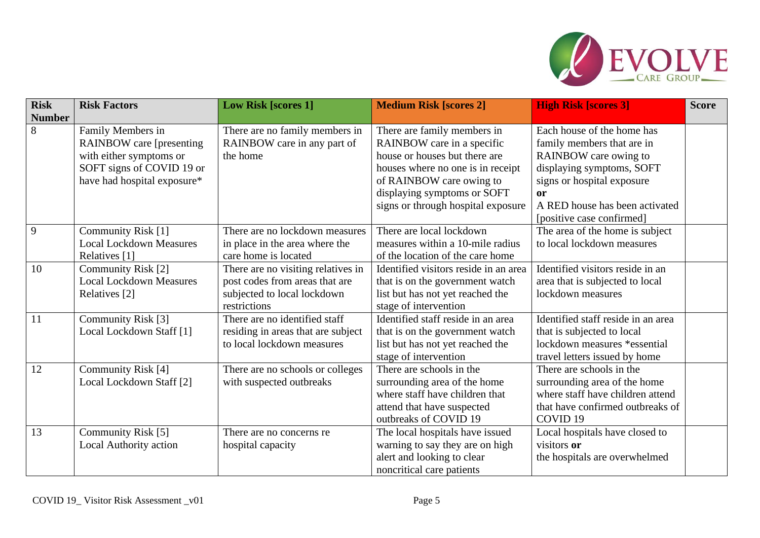| Risk Number | Risk Factors | Low Risk [scores 1] | Medium Risk [scores 2] | High Risk [scores 3] | Score |
|---|---|---|---|---|---|
| 8 | Family Members in RAINBOW care [presenting with either symptoms or SOFT signs of COVID 19 or have had hospital exposure* | There are no family members in RAINBOW care in any part of the home | There are family members in RAINBOW care in a specific house or houses but there are houses where no one is in receipt of RAINBOW care owing to displaying symptoms or SOFT signs or through hospital exposure | Each house of the home has family members that are in RAINBOW care owing to displaying symptoms, SOFT signs or hospital exposure **or** A RED house has been activated [positive case confirmed] | |
| 9 | Community Risk [1] Local Lockdown Measures Relatives [1] | There are no lockdown measures in place in the area where the care home is located | There are local lockdown measures within a 10-mile radius of the location of the care home | The area of the home is subject to local lockdown measures | |
| 10 | Community Risk [2] Local Lockdown Measures Relatives [2] | There are no visiting relatives in post codes from areas that are subjected to local lockdown restrictions | Identified visitors reside in an area that is on the government watch list but has not yet reached the stage of intervention | Identified visitors reside in an area that is subjected to local lockdown measures | |
| 11 | Community Risk [3] Local Lockdown Staff [1] | There are no identified staff residing in areas that are subject to local lockdown measures | Identified staff reside in an area that is on the government watch list but has not yet reached the stage of intervention | Identified staff reside in an area that is subjected to local lockdown measures *essential travel letters issued by home | |
| 12 | Community Risk [4] Local Lockdown Staff [2] | There are no schools or colleges with suspected outbreaks | There are schools in the surrounding area of the home where staff have children that attend that have suspected outbreaks of COVID 19 | There are schools in the surrounding area of the home where staff have children attend that have confirmed outbreaks of COVID 19 | |
| 13 | Community Risk [5] Local Authority action | There are no concerns re hospital capacity | The local hospitals have issued warning to say they are on high alert and looking to clear noncritical care patients | Local hospitals have closed to visitors **or** the hospitals are overwhelmed | |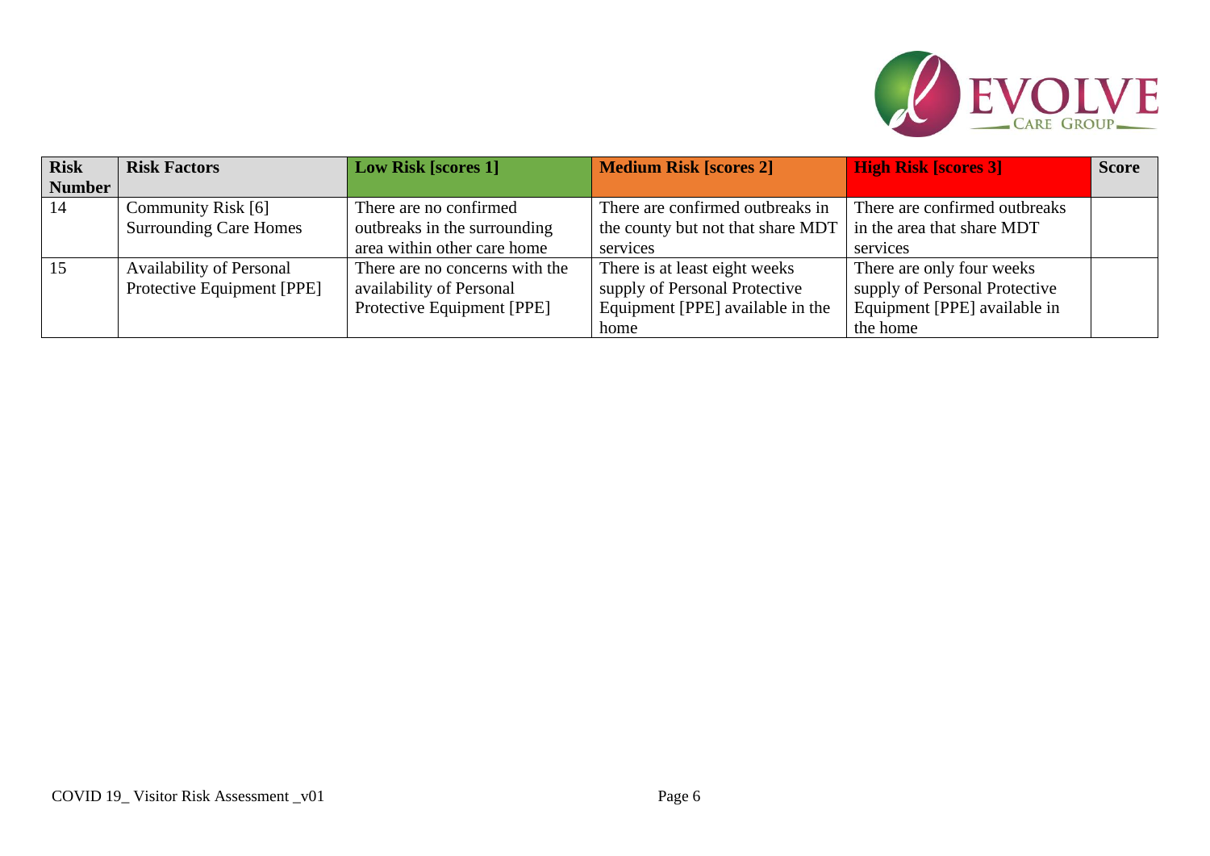| Risk Number | Risk Factors | Low Risk [scores 1] | Medium Risk [scores 2] | High Risk [scores 3] | Score |
|---|---|---|---|---|---|
| 14 | Community Risk [6] Surrounding Care Homes | There are no confirmed outbreaks in the surrounding area within other care home | There are confirmed outbreaks in the county but not that share MDT services | There are confirmed outbreaks in the area that share MDT services | |
| 15 | Availability of Personal Protective Equipment [PPE] | There are no concerns with the availability of Personal Protective Equipment [PPE] | There is at least eight weeks supply of Personal Protective Equipment [PPE] available in the home | There are only four weeks supply of Personal Protective Equipment [PPE] available in the home | |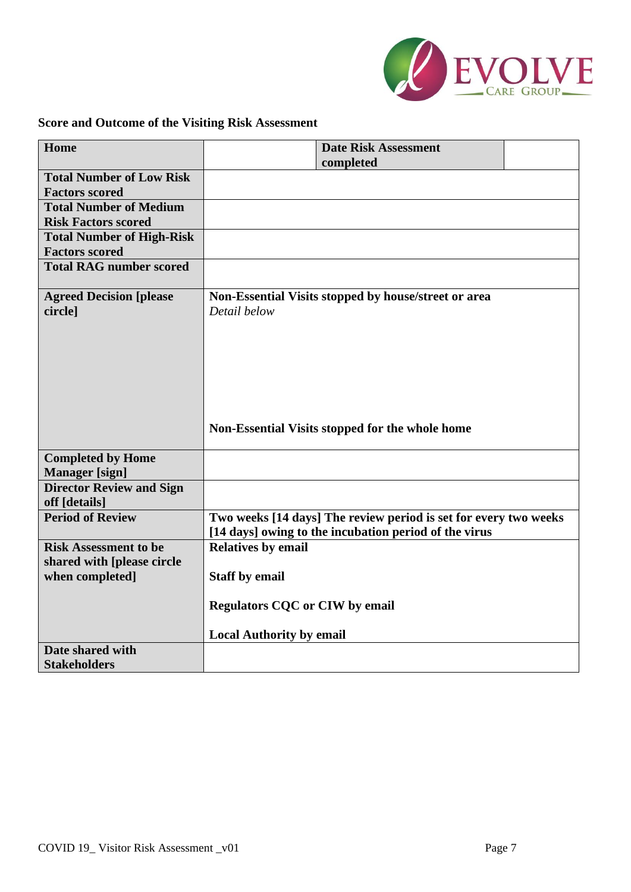### Score and Outcome of the Visiting Risk Assessment

| | | | |
|---|---|---|---|
| **Home** | | **Date Risk Assessment completed** | |
| **Total Number of Low Risk Factors scored** | | | |
| **Total Number of Medium Risk Factors scored** | | | |
| **Total Number of High-Risk Factors scored** | | | |
| **Total RAG number scored** | | | |
| **Agreed Decision [please circle]** | **Non-Essential Visits stopped by house/street or area** *Detail below* **Non-Essential Visits stopped for the whole home** | | |
| **Completed by Home Manager [sign]** | | | |
| **Director Review and Sign off [details]** | | | |
| **Period of Review** | **Two weeks [14 days] The review period is set for every two weeks [14 days] owing to the incubation period of the virus** | | |
| **Risk Assessment to be shared with [please circle when completed]** | **Relatives by email** **Staff by email** **Regulators CQC or CIW by email** **Local Authority by email** | | |
| **Date shared with Stakeholders** | | | |